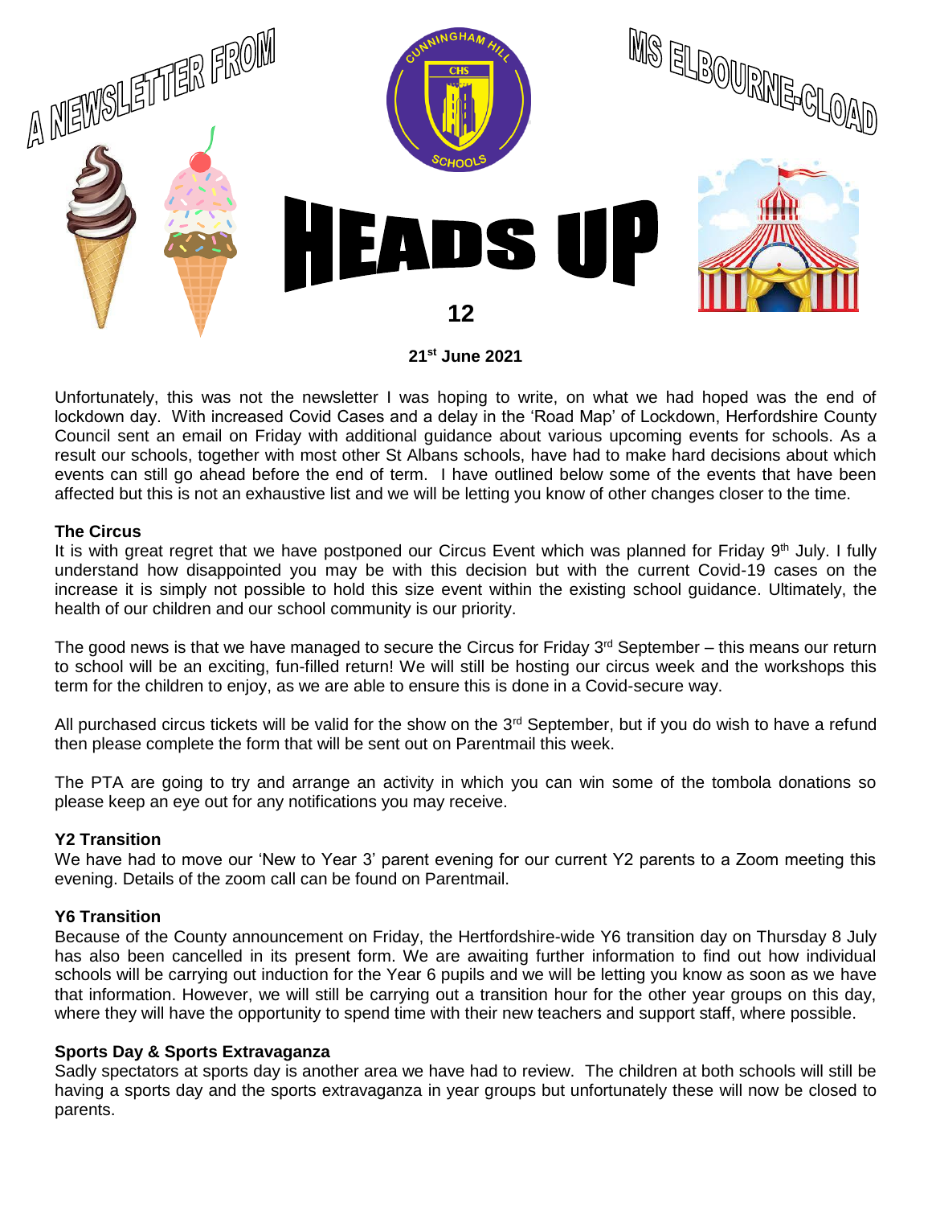# A NEWSLETTER FROM MS ELBOURNE-CLOAD

# HEADS UP

## 12

**21st June 2021**

Unfortunately, this was not the newsletter I was hoping to write, on what we had hoped was the end of lockdown day. With increased Covid Cases and a delay in the 'Road Map' of Lockdown, Herfordshire County Council sent an email on Friday with additional guidance about various upcoming events for schools. As a result our schools, together with most other St Albans schools, have had to make hard decisions about which events can still go ahead before the end of term. I have outlined below some of the events that have been affected but this is not an exhaustive list and we will be letting you know of other changes closer to the time.

**The Circus**

It is with great regret that we have postponed our Circus Event which was planned for Friday 9th July. I fully understand how disappointed you may be with this decision but with the current Covid-19 cases on the increase it is simply not possible to hold this size event within the existing school guidance. Ultimately, the health of our children and our school community is our priority.

The good news is that we have managed to secure the Circus for Friday 3rd September – this means our return to school will be an exciting, fun-filled return! We will still be hosting our circus week and the workshops this term for the children to enjoy, as we are able to ensure this is done in a Covid-secure way.

All purchased circus tickets will be valid for the show on the 3rd September, but if you do wish to have a refund then please complete the form that will be sent out on Parentmail this week.

The PTA are going to try and arrange an activity in which you can win some of the tombola donations so please keep an eye out for any notifications you may receive.

**Y2 Transition**

We have had to move our 'New to Year 3' parent evening for our current Y2 parents to a Zoom meeting this evening. Details of the zoom call can be found on Parentmail.

**Y6 Transition**

Because of the County announcement on Friday, the Hertfordshire-wide Y6 transition day on Thursday 8 July has also been cancelled in its present form. We are awaiting further information to find out how individual schools will be carrying out induction for the Year 6 pupils and we will be letting you know as soon as we have that information. However, we will still be carrying out a transition hour for the other year groups on this day, where they will have the opportunity to spend time with their new teachers and support staff, where possible.

**Sports Day & Sports Extravaganza**

Sadly spectators at sports day is another area we have had to review. The children at both schools will still be having a sports day and the sports extravaganza in year groups but unfortunately these will now be closed to parents.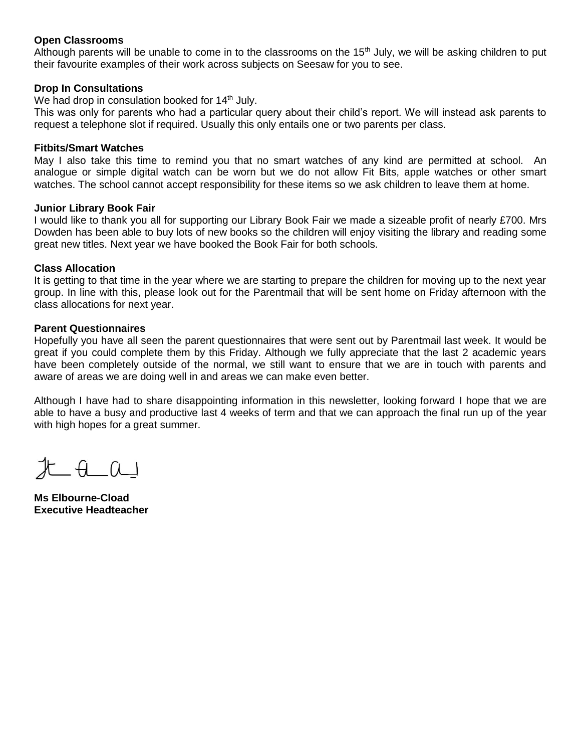**Open Classrooms**

Although parents will be unable to come in to the classrooms on the 15th July, we will be asking children to put their favourite examples of their work across subjects on Seesaw for you to see.

**Drop In Consultations**

We had drop in consulation booked for 14th July.

This was only for parents who had a particular query about their child's report. We will instead ask parents to request a telephone slot if required. Usually this only entails one or two parents per class.

**Fitbits/Smart Watches**

May I also take this time to remind you that no smart watches of any kind are permitted at school. An analogue or simple digital watch can be worn but we do not allow Fit Bits, apple watches or other smart watches. The school cannot accept responsibility for these items so we ask children to leave them at home.

**Junior Library Book Fair**

I would like to thank you all for supporting our Library Book Fair we made a sizeable profit of nearly £700. Mrs Dowden has been able to buy lots of new books so the children will enjoy visiting the library and reading some great new titles. Next year we have booked the Book Fair for both schools.

**Class Allocation**

It is getting to that time in the year where we are starting to prepare the children for moving up to the next year group. In line with this, please look out for the Parentmail that will be sent home on Friday afternoon with the class allocations for next year.

**Parent Questionnaires**

Hopefully you have all seen the parent questionnaires that were sent out by Parentmail last week. It would be great if you could complete them by this Friday. Although we fully appreciate that the last 2 academic years have been completely outside of the normal, we still want to ensure that we are in touch with parents and aware of areas we are doing well in and areas we can make even better.

Although I have had to share disappointing information in this newsletter, looking forward I hope that we are able to have a busy and productive last 4 weeks of term and that we can approach the final run up of the year with high hopes for a great summer.

**Ms Elbourne-Cload**
**Executive Headteacher**